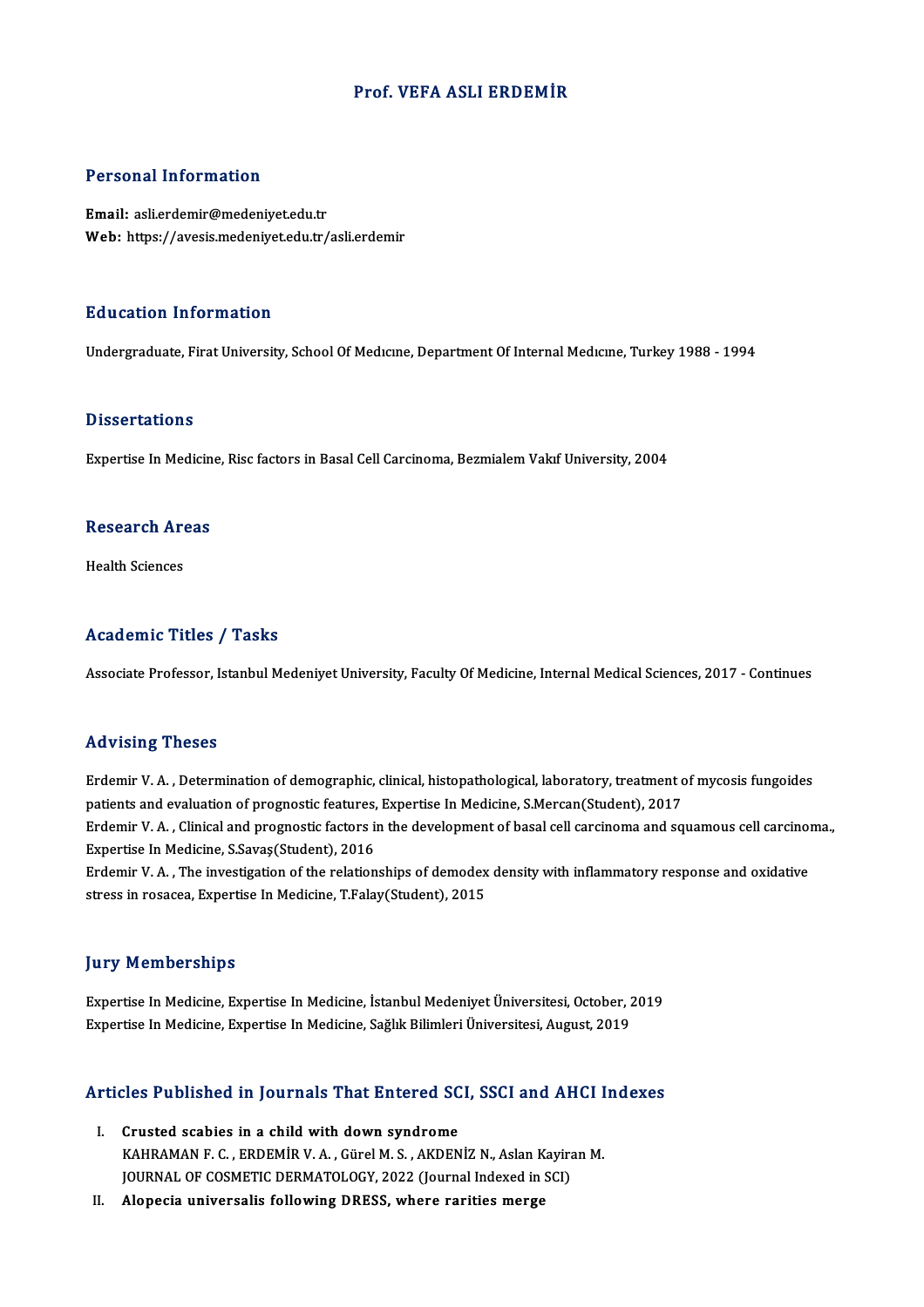# Prof. VEFA ASLI ERDEMİR

## Personal Information

**Email:** asli.erdemir@medeniyet.edu.tr
**Web:** https://avesis.medeniyet.edu.tr/asli.erdemir

## Education Information

Undergraduate, Firat University, School Of Medıcıne, Department Of Internal Medıcıne, Turkey 1988 - 1994

## Dissertations

Expertise In Medicine, Risc factors in Basal Cell Carcinoma, Bezmialem Vakıf University, 2004

## Research Areas

Health Sciences

## Academic Titles / Tasks

Associate Professor, Istanbul Medeniyet University, Faculty Of Medicine, Internal Medical Sciences, 2017 - Continues

## Advising Theses

Erdemir V. A. , Determination of demographic, clinical, histopathological, laboratory, treatment of mycosis fungoides patients and evaluation of prognostic features, Expertise In Medicine, S.Mercan(Student), 2017

Erdemir V. A. , Clinical and prognostic factors in the development of basal cell carcinoma and squamous cell carcinoma., Expertise In Medicine, S.Savaş(Student), 2016

Erdemir V. A. , The investigation of the relationships of demodex density with inflammatory response and oxidative stress in rosacea, Expertise In Medicine, T.Falay(Student), 2015

## Jury Memberships

Expertise In Medicine, Expertise In Medicine, İstanbul Medeniyet Üniversitesi, October, 2019

Expertise In Medicine, Expertise In Medicine, Sağlık Bilimleri Üniversitesi, August, 2019

## Articles Published in Journals That Entered SCI, SSCI and AHCI Indexes

I. **Crusted scabies in a child with down syndrome**
KAHRAMAN F. C. , ERDEMİR V. A. , Gürel M. S. , AKDENİZ N., Aslan Kayiran M.
JOURNAL OF COSMETIC DERMATOLOGY, 2022 (Journal Indexed in SCI)

II. **Alopecia universalis following DRESS, where rarities merge**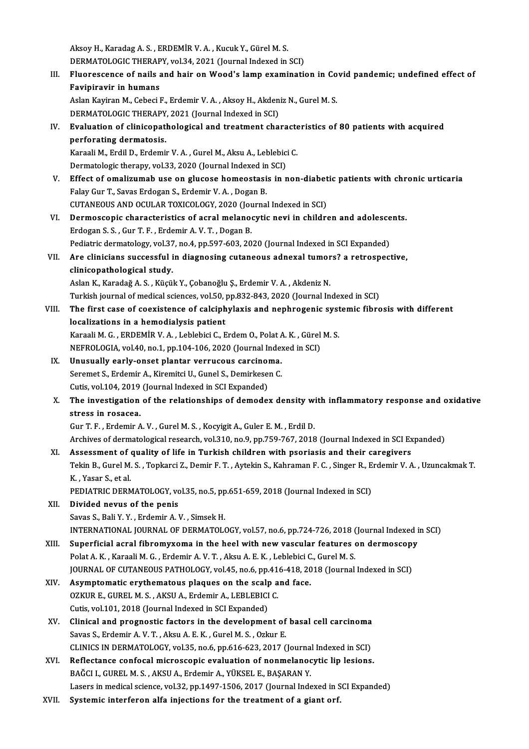Aksoy H., Karadag A. S. , ERDEMİR V. A. , Kucuk Y., Gürel M. S.
DERMATOLOGIC THERAPY, vol.34, 2021 (Journal Indexed in SCI)

III. **Fluorescence of nails and hair on Wood's lamp examination in Covid pandemic; undefined effect of Favipiravir in humans**
Aslan Kayiran M., Cebeci F., Erdemir V. A. , Aksoy H., Akdeniz N., Gurel M. S.
DERMATOLOGIC THERAPY, 2021 (Journal Indexed in SCI)

IV. **Evaluation of clinicopathological and treatment characteristics of 80 patients with acquired perforating dermatosis.**
Karaali M., Erdil D., Erdemir V. A. , Gurel M., Aksu A., Leblebici C.
Dermatologic therapy, vol.33, 2020 (Journal Indexed in SCI)

V. **Effect of omalizumab use on glucose homeostasis in non-diabetic patients with chronic urticaria**
Falay Gur T., Savas Erdogan S., Erdemir V. A. , Dogan B.
CUTANEOUS AND OCULAR TOXICOLOGY, 2020 (Journal Indexed in SCI)

VI. **Dermoscopic characteristics of acral melanocytic nevi in children and adolescents.**
Erdogan S. S. , Gur T. F. , Erdemir A. V. T. , Dogan B.
Pediatric dermatology, vol.37, no.4, pp.597-603, 2020 (Journal Indexed in SCI Expanded)

VII. **Are clinicians successful in diagnosing cutaneous adnexal tumors? a retrospective, clinicopathological study.**
Aslan K., Karadağ A. S. , Küçük Y., Çobanoğlu Ş., Erdemir V. A. , Akdeniz N.
Turkish journal of medical sciences, vol.50, pp.832-843, 2020 (Journal Indexed in SCI)

VIII. **The first case of coexistence of calciphylaxis and nephrogenic systemic fibrosis with different localizations in a hemodialysis patient**
Karaali M. G. , ERDEMİR V. A. , Leblebici C., Erdem O., Polat A. K. , Gürel M. S.
NEFROLOGIA, vol.40, no.1, pp.104-106, 2020 (Journal Indexed in SCI)

IX. **Unusually early-onset plantar verrucous carcinoma.**
Seremet S., Erdemir A., Kiremitci U., Gunel S., Demirkesen C.
Cutis, vol.104, 2019 (Journal Indexed in SCI Expanded)

X. **The investigation of the relationships of demodex density with inflammatory response and oxidative stress in rosacea.**
Gur T. F. , Erdemir A. V. , Gurel M. S. , Kocyigit A., Guler E. M. , Erdil D.
Archives of dermatological research, vol.310, no.9, pp.759-767, 2018 (Journal Indexed in SCI Expanded)

XI. **Assessment of quality of life in Turkish children with psoriasis and their caregivers**
Tekin B., Gurel M. S. , Topkarci Z., Demir F. T. , Aytekin S., Kahraman F. C. , Singer R., Erdemir V. A. , Uzuncakmak T. K. , Yasar S., et al.
PEDIATRIC DERMATOLOGY, vol.35, no.5, pp.651-659, 2018 (Journal Indexed in SCI)

XII. **Divided nevus of the penis**
Savas S., Bali Y. Y. , Erdemir A. V. , Simsek H.
INTERNATIONAL JOURNAL OF DERMATOLOGY, vol.57, no.6, pp.724-726, 2018 (Journal Indexed in SCI)

XIII. **Superficial acral fibromyxoma in the heel with new vascular features on dermoscopy**
Polat A. K. , Karaali M. G. , Erdemir A. V. T. , Aksu A. E. K. , Leblebici C., Gurel M. S.
JOURNAL OF CUTANEOUS PATHOLOGY, vol.45, no.6, pp.416-418, 2018 (Journal Indexed in SCI)

XIV. **Asymptomatic erythematous plaques on the scalp and face.**
OZKUR E., GUREL M. S. , AKSU A., Erdemir A., LEBLEBICI C.
Cutis, vol.101, 2018 (Journal Indexed in SCI Expanded)

XV. **Clinical and prognostic factors in the development of basal cell carcinoma**
Savas S., Erdemir A. V. T. , Aksu A. E. K. , Gurel M. S. , Ozkur E.
CLINICS IN DERMATOLOGY, vol.35, no.6, pp.616-623, 2017 (Journal Indexed in SCI)

XVI. **Reflectance confocal microscopic evaluation of nonmelanocytic lip lesions.**
BAĞCI I., GUREL M. S. , AKSU A., Erdemir A., YÜKSEL E., BAŞARAN Y.
Lasers in medical science, vol.32, pp.1497-1506, 2017 (Journal Indexed in SCI Expanded)

XVII. **Systemic interferon alfa injections for the treatment of a giant orf.**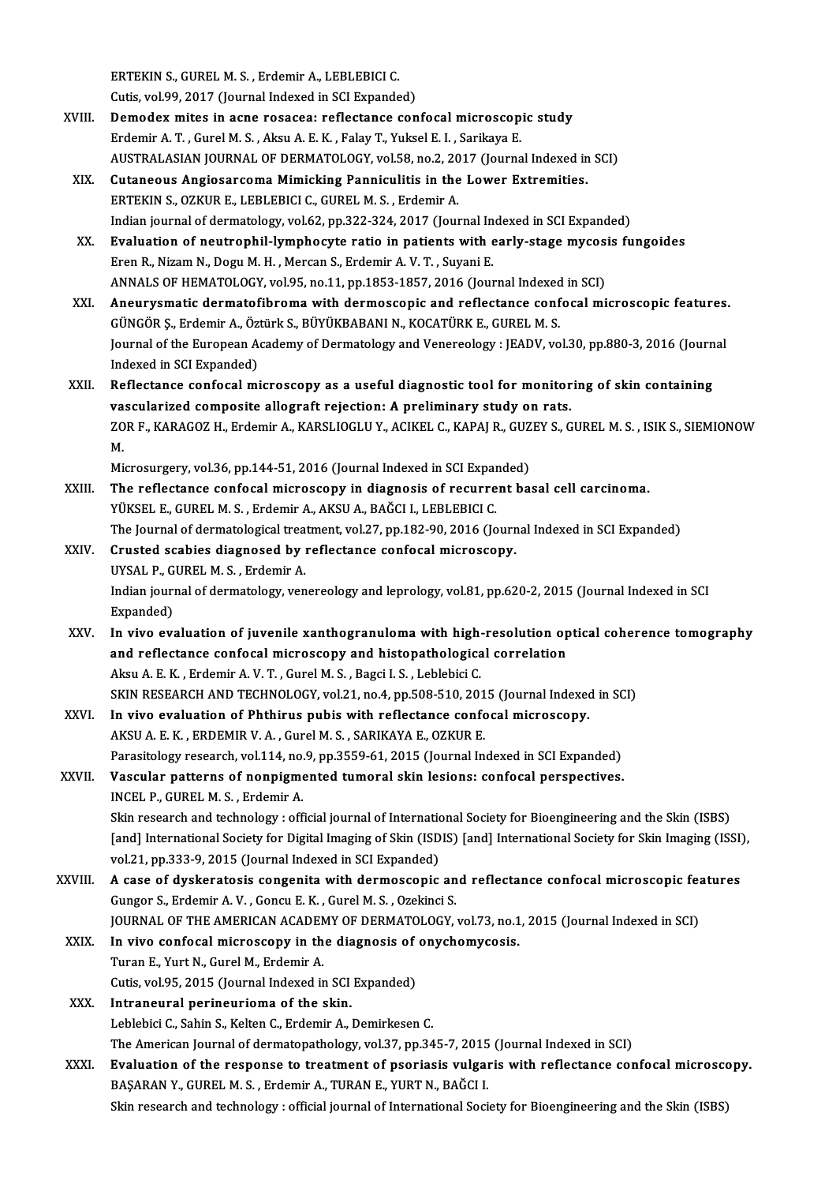ERTEKIN S., GUREL M. S. , Erdemir A., LEBLEBICI C.
Cutis, vol.99, 2017 (Journal Indexed in SCI Expanded)

XVIII. **Demodex mites in acne rosacea: reflectance confocal microscopic study**
Erdemir A. T. , Gurel M. S. , Aksu A. E. K. , Falay T., Yuksel E. I. , Sarikaya E.
AUSTRALASIAN JOURNAL OF DERMATOLOGY, vol.58, no.2, 2017 (Journal Indexed in SCI)

XIX. **Cutaneous Angiosarcoma Mimicking Panniculitis in the Lower Extremities.**
ERTEKIN S., OZKUR E., LEBLEBICI C., GUREL M. S. , Erdemir A.
Indian journal of dermatology, vol.62, pp.322-324, 2017 (Journal Indexed in SCI Expanded)

XX. **Evaluation of neutrophil-lymphocyte ratio in patients with early-stage mycosis fungoides**
Eren R., Nizam N., Dogu M. H. , Mercan S., Erdemir A. V. T. , Suyani E.
ANNALS OF HEMATOLOGY, vol.95, no.11, pp.1853-1857, 2016 (Journal Indexed in SCI)

XXI. **Aneurysmatic dermatofibroma with dermoscopic and reflectance confocal microscopic features.**
GÜNGÖR Ş., Erdemir A., Öztürk S., BÜYÜKBABANI N., KOCATÜRK E., GUREL M. S.
Journal of the European Academy of Dermatology and Venereology : JEADV, vol.30, pp.880-3, 2016 (Journal Indexed in SCI Expanded)

XXII. **Reflectance confocal microscopy as a useful diagnostic tool for monitoring of skin containing vascularized composite allograft rejection: A preliminary study on rats.**
ZOR F., KARAGOZ H., Erdemir A., KARSLIOGLU Y., ACIKEL C., KAPAJ R., GUZEY S., GUREL M. S. , ISIK S., SIEMIONOW M.
Microsurgery, vol.36, pp.144-51, 2016 (Journal Indexed in SCI Expanded)

XXIII. **The reflectance confocal microscopy in diagnosis of recurrent basal cell carcinoma.**
YÜKSEL E., GUREL M. S. , Erdemir A., AKSU A., BAĞCI I., LEBLEBICI C.
The Journal of dermatological treatment, vol.27, pp.182-90, 2016 (Journal Indexed in SCI Expanded)

XXIV. **Crusted scabies diagnosed by reflectance confocal microscopy.**
UYSAL P., GUREL M. S. , Erdemir A.
Indian journal of dermatology, venereology and leprology, vol.81, pp.620-2, 2015 (Journal Indexed in SCI Expanded)

XXV. **In vivo evaluation of juvenile xanthogranuloma with high-resolution optical coherence tomography and reflectance confocal microscopy and histopathological correlation**
Aksu A. E. K. , Erdemir A. V. T. , Gurel M. S. , Bagci I. S. , Leblebici C.
SKIN RESEARCH AND TECHNOLOGY, vol.21, no.4, pp.508-510, 2015 (Journal Indexed in SCI)

XXVI. **In vivo evaluation of Phthirus pubis with reflectance confocal microscopy.**
AKSU A. E. K. , ERDEMIR V. A. , Gurel M. S. , SARIKAYA E., OZKUR E.
Parasitology research, vol.114, no.9, pp.3559-61, 2015 (Journal Indexed in SCI Expanded)

XXVII. **Vascular patterns of nonpigmented tumoral skin lesions: confocal perspectives.**
INCEL P., GUREL M. S. , Erdemir A.
Skin research and technology : official journal of International Society for Bioengineering and the Skin (ISBS) [and] International Society for Digital Imaging of Skin (ISDIS) [and] International Society for Skin Imaging (ISSI), vol.21, pp.333-9, 2015 (Journal Indexed in SCI Expanded)

XXVIII. **A case of dyskeratosis congenita with dermoscopic and reflectance confocal microscopic features**
Gungor S., Erdemir A. V. , Goncu E. K. , Gurel M. S. , Ozekinci S.
JOURNAL OF THE AMERICAN ACADEMY OF DERMATOLOGY, vol.73, no.1, 2015 (Journal Indexed in SCI)

XXIX. **In vivo confocal microscopy in the diagnosis of onychomycosis.**
Turan E., Yurt N., Gurel M., Erdemir A.
Cutis, vol.95, 2015 (Journal Indexed in SCI Expanded)

XXX. **Intraneural perineurioma of the skin.**
Leblebici C., Sahin S., Kelten C., Erdemir A., Demirkesen C.
The American Journal of dermatopathology, vol.37, pp.345-7, 2015 (Journal Indexed in SCI)

XXXI. **Evaluation of the response to treatment of psoriasis vulgaris with reflectance confocal microscopy.**
BAŞARAN Y., GUREL M. S. , Erdemir A., TURAN E., YURT N., BAĞCI I.
Skin research and technology : official journal of International Society for Bioengineering and the Skin (ISBS)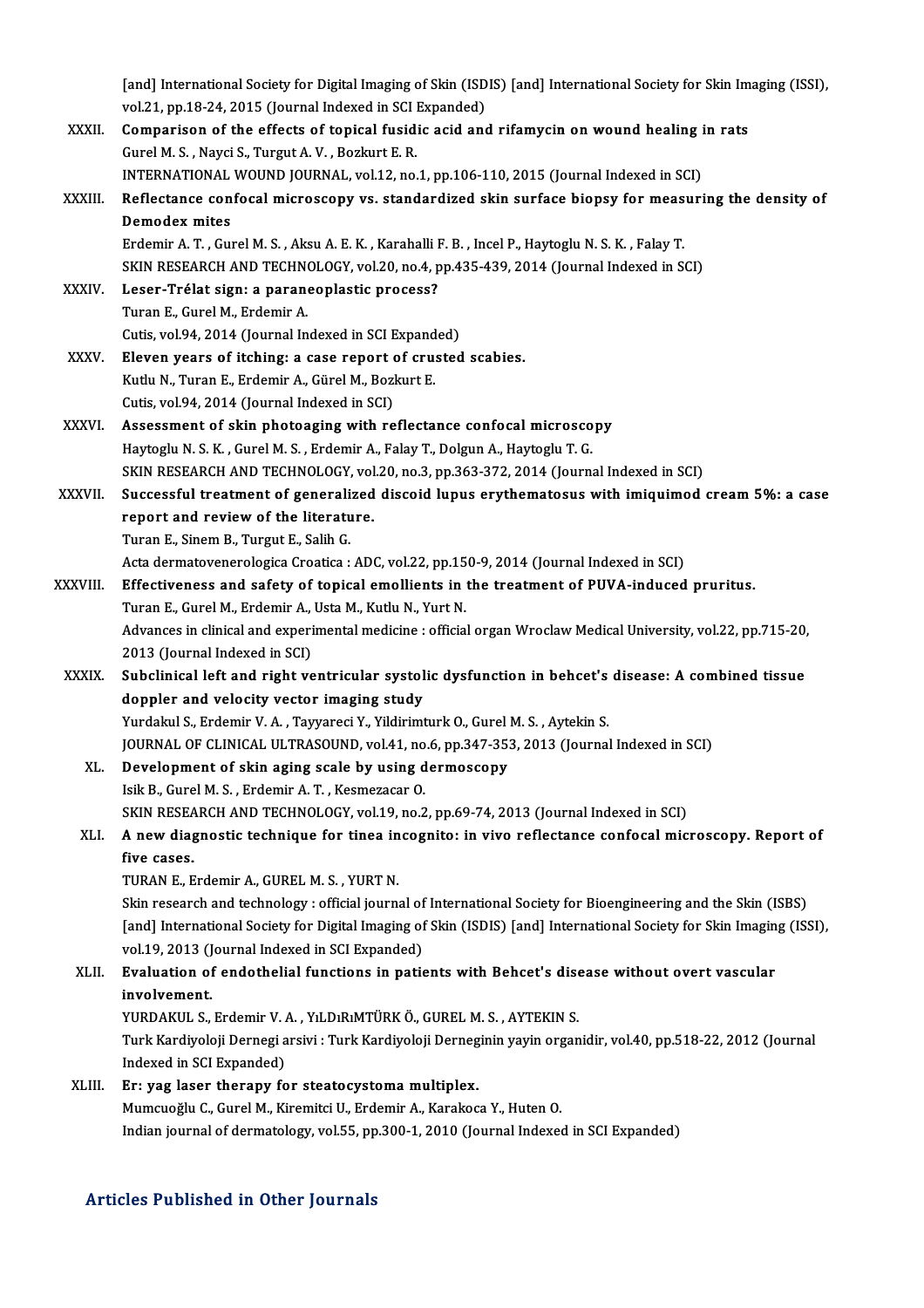[and] International Society for Digital Imaging of Skin (ISDIS) [and] International Society for Skin Imaging (ISSI), vol.21, pp.18-24, 2015 (Journal Indexed in SCI Expanded)

XXXII. **Comparison of the effects of topical fusidic acid and rifamycin on wound healing in rats**
Gurel M. S. , Nayci S., Turgut A. V. , Bozkurt E. R.
INTERNATIONAL WOUND JOURNAL, vol.12, no.1, pp.106-110, 2015 (Journal Indexed in SCI)

XXXIII. **Reflectance confocal microscopy vs. standardized skin surface biopsy for measuring the density of Demodex mites**
Erdemir A. T. , Gurel M. S. , Aksu A. E. K. , Karahalli F. B. , Incel P., Haytoglu N. S. K. , Falay T.
SKIN RESEARCH AND TECHNOLOGY, vol.20, no.4, pp.435-439, 2014 (Journal Indexed in SCI)

XXXIV. **Leser-Trélat sign: a paraneoplastic process?**
Turan E., Gurel M., Erdemir A.
Cutis, vol.94, 2014 (Journal Indexed in SCI Expanded)

XXXV. **Eleven years of itching: a case report of crusted scabies.**
Kutlu N., Turan E., Erdemir A., Gürel M., Bozkurt E.
Cutis, vol.94, 2014 (Journal Indexed in SCI)

XXXVI. **Assessment of skin photoaging with reflectance confocal microscopy**
Haytoglu N. S. K. , Gurel M. S. , Erdemir A., Falay T., Dolgun A., Haytoglu T. G.
SKIN RESEARCH AND TECHNOLOGY, vol.20, no.3, pp.363-372, 2014 (Journal Indexed in SCI)

XXXVII. **Successful treatment of generalized discoid lupus erythematosus with imiquimod cream 5%: a case report and review of the literature.**
Turan E., Sinem B., Turgut E., Salih G.
Acta dermatovenerologica Croatica : ADC, vol.22, pp.150-9, 2014 (Journal Indexed in SCI)

XXXVIII. **Effectiveness and safety of topical emollients in the treatment of PUVA-induced pruritus.**
Turan E., Gurel M., Erdemir A., Usta M., Kutlu N., Yurt N.
Advances in clinical and experimental medicine : official organ Wroclaw Medical University, vol.22, pp.715-20, 2013 (Journal Indexed in SCI)

XXXIX. **Subclinical left and right ventricular systolic dysfunction in behcet's disease: A combined tissue doppler and velocity vector imaging study**
Yurdakul S., Erdemir V. A. , Tayyareci Y., Yildirimturk O., Gurel M. S. , Aytekin S.
JOURNAL OF CLINICAL ULTRASOUND, vol.41, no.6, pp.347-353, 2013 (Journal Indexed in SCI)

XL. **Development of skin aging scale by using dermoscopy**
Isik B., Gurel M. S. , Erdemir A. T. , Kesmezacar O.
SKIN RESEARCH AND TECHNOLOGY, vol.19, no.2, pp.69-74, 2013 (Journal Indexed in SCI)

XLI. **A new diagnostic technique for tinea incognito: in vivo reflectance confocal microscopy. Report of five cases.**
TURAN E., Erdemir A., GUREL M. S. , YURT N.
Skin research and technology : official journal of International Society for Bioengineering and the Skin (ISBS) [and] International Society for Digital Imaging of Skin (ISDIS) [and] International Society for Skin Imaging (ISSI), vol.19, 2013 (Journal Indexed in SCI Expanded)

XLII. **Evaluation of endothelial functions in patients with Behcet's disease without overt vascular involvement.**
YURDAKUL S., Erdemir V. A. , YıLDıRıMTÜRK Ö., GUREL M. S. , AYTEKIN S.
Turk Kardiyoloji Dernegi arsivi : Turk Kardiyoloji Derneginin yayin organidir, vol.40, pp.518-22, 2012 (Journal Indexed in SCI Expanded)

XLIII. **Er: yag laser therapy for steatocystoma multiplex.**
Mumcuoğlu C., Gurel M., Kiremitci U., Erdemir A., Karakoca Y., Huten O.
Indian journal of dermatology, vol.55, pp.300-1, 2010 (Journal Indexed in SCI Expanded)

## Articles Published in Other Journals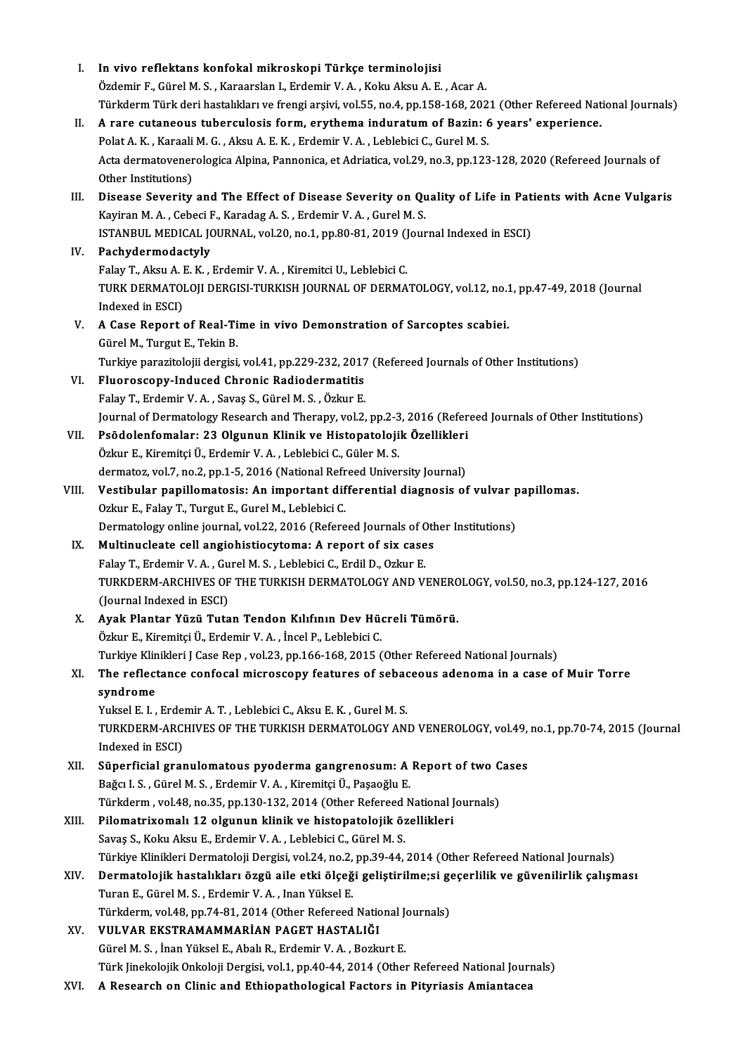I. **In vivo reflektans konfokal mikroskopi Türkçe terminolojisi**
Özdemir F., Gürel M. S. , Karaarslan I., Erdemir V. A. , Koku Aksu A. E. , Acar A.
Türkderm Türk deri hastalıkları ve frengi arşivi, vol.55, no.4, pp.158-168, 2021 (Other Refereed National Journals)

II. **A rare cutaneous tuberculosis form, erythema induratum of Bazin: 6 years' experience.**
Polat A. K. , Karaali M. G. , Aksu A. E. K. , Erdemir V. A. , Leblebici C., Gurel M. S.
Acta dermatovenerologica Alpina, Pannonica, et Adriatica, vol.29, no.3, pp.123-128, 2020 (Refereed Journals of Other Institutions)

III. **Disease Severity and The Effect of Disease Severity on Quality of Life in Patients with Acne Vulgaris**
Kayiran M. A. , Cebeci F., Karadag A. S. , Erdemir V. A. , Gurel M. S.
ISTANBUL MEDICAL JOURNAL, vol.20, no.1, pp.80-81, 2019 (Journal Indexed in ESCI)

IV. **Pachydermodactyly**
Falay T., Aksu A. E. K. , Erdemir V. A. , Kiremitci U., Leblebici C.
TURK DERMATOLOJI DERGISI-TURKISH JOURNAL OF DERMATOLOGY, vol.12, no.1, pp.47-49, 2018 (Journal Indexed in ESCI)

V. **A Case Report of Real-Time in vivo Demonstration of Sarcoptes scabiei.**
Gürel M., Turgut E., Tekin B.
Turkiye parazitolojii dergisi, vol.41, pp.229-232, 2017 (Refereed Journals of Other Institutions)

VI. **Fluoroscopy-Induced Chronic Radiodermatitis**
Falay T., Erdemir V. A. , Savaş S., Gürel M. S. , Özkur E.
Journal of Dermatology Research and Therapy, vol.2, pp.2-3, 2016 (Refereed Journals of Other Institutions)

VII. **Psödolenfomalar: 23 Olgunun Klinik ve Histopatolojik Özellikleri**
Özkur E., Kiremitçi Ü., Erdemir V. A. , Leblebici C., Güler M. S.
dermatoz, vol.7, no.2, pp.1-5, 2016 (National Refreed University Journal)

VIII. **Vestibular papillomatosis: An important differential diagnosis of vulvar papillomas.**
Ozkur E., Falay T., Turgut E., Gurel M., Leblebici C.
Dermatology online journal, vol.22, 2016 (Refereed Journals of Other Institutions)

IX. **Multinucleate cell angiohistiocytoma: A report of six cases**
Falay T., Erdemir V. A. , Gurel M. S. , Leblebici C., Erdil D., Ozkur E.
TURKDERM-ARCHIVES OF THE TURKISH DERMATOLOGY AND VENEROLOGY, vol.50, no.3, pp.124-127, 2016 (Journal Indexed in ESCI)

X. **Ayak Plantar Yüzü Tutan Tendon Kılıfının Dev Hücreli Tümörü.**
Özkur E., Kiremitçi Ü., Erdemir V. A. , İncel P., Leblebici C.
Turkiye Klinikleri J Case Rep , vol.23, pp.166-168, 2015 (Other Refereed National Journals)

XI. **The reflectance confocal microscopy features of sebaceous adenoma in a case of Muir Torre syndrome**
Yuksel E. I. , Erdemir A. T. , Leblebici C., Aksu E. K. , Gurel M. S.
TURKDERM-ARCHIVES OF THE TURKISH DERMATOLOGY AND VENEROLOGY, vol.49, no.1, pp.70-74, 2015 (Journal Indexed in ESCI)

XII. **Süperficial granulomatous pyoderma gangrenosum: A Report of two Cases**
Bağcı I. S. , Gürel M. S. , Erdemir V. A. , Kiremitçi Ü., Paşaoğlu E.
Türkderm , vol.48, no.35, pp.130-132, 2014 (Other Refereed National Journals)

XIII. **Pilomatrixomalı 12 olgunun klinik ve histopatolojik özellikleri**
Savaş S., Koku Aksu E., Erdemir V. A. , Leblebici C., Gürel M. S.
Türkiye Klinikleri Dermatoloji Dergisi, vol.24, no.2, pp.39-44, 2014 (Other Refereed National Journals)

XIV. **Dermatolojik hastalıkları özgü aile etki ölçeği geliştirilme;si geçerlilik ve güvenilirlik çalışması**
Turan E., Gürel M. S. , Erdemir V. A. , Inan Yüksel E.
Türkderm, vol.48, pp.74-81, 2014 (Other Refereed National Journals)

XV. **VULVAR EKSTRAMAMMARİAN PAGET HASTALIĞI**
Gürel M. S. , İnan Yüksel E., Abalı R., Erdemir V. A. , Bozkurt E.
Türk Jinekolojik Onkoloji Dergisi, vol.1, pp.40-44, 2014 (Other Refereed National Journals)

XVI. **A Research on Clinic and Ethiopathological Factors in Pityriasis Amiantacea**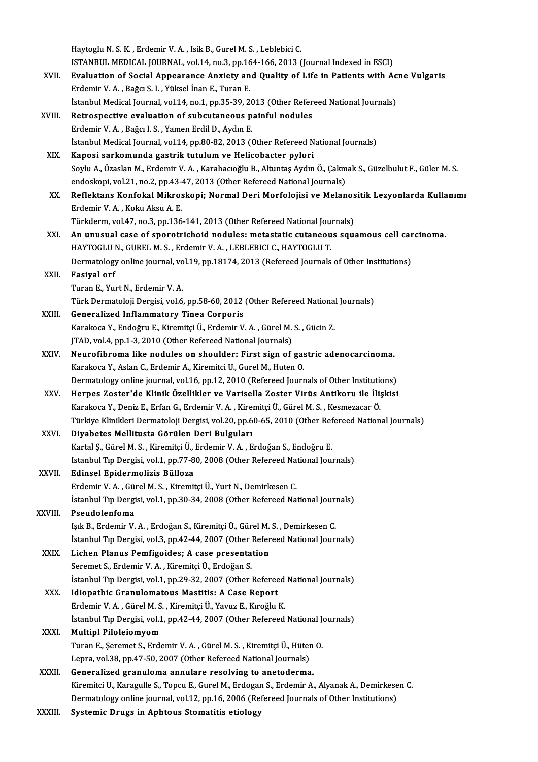Haytoglu N. S. K. , Erdemir V. A. , Isik B., Gurel M. S. , Leblebici C.
ISTANBUL MEDICAL JOURNAL, vol.14, no.3, pp.164-166, 2013 (Journal Indexed in ESCI)

XVII. **Evaluation of Social Appearance Anxiety and Quality of Life in Patients with Acne Vulgaris**
Erdemir V. A. , Bağcı S. I. , Yüksel İnan E., Turan E.
İstanbul Medical Journal, vol.14, no.1, pp.35-39, 2013 (Other Refereed National Journals)

XVIII. **Retrospective evaluation of subcutaneous painful nodules**
Erdemir V. A. , Bağcı I. S. , Yamen Erdil D., Aydın E.
İstanbul Medical Journal, vol.14, pp.80-82, 2013 (Other Refereed National Journals)

XIX. **Kaposi sarkomunda gastrik tutulum ve Helicobacter pylori**
Soylu A., Özaslan M., Erdemir V. A. , Karahacıoğlu B., Altuntaş Aydın Ö., Çakmak S., Güzelbulut F., Güler M. S.
endoskopi, vol.21, no.2, pp.43-47, 2013 (Other Refereed National Journals)

XX. **Reflektans Konfokal Mikroskopi; Normal Deri Morfolojisi ve Melanositik Lezyonlarda Kullanımı**
Erdemir V. A. , Koku Aksu A. E.
Türkderm, vol.47, no.3, pp.136-141, 2013 (Other Refereed National Journals)

XXI. **An unusual case of sporotrichoid nodules: metastatic cutaneous squamous cell carcinoma.**
HAYTOGLU N., GUREL M. S. , Erdemir V. A. , LEBLEBICI C., HAYTOGLU T.
Dermatology online journal, vol.19, pp.18174, 2013 (Refereed Journals of Other Institutions)

XXII. **Fasiyal orf**
Turan E., Yurt N., Erdemir V. A.
Türk Dermatoloji Dergisi, vol.6, pp.58-60, 2012 (Other Refereed National Journals)

XXIII. **Generalized Inflammatory Tinea Corporis**
Karakoca Y., Endoğru E., Kiremitçi Ü., Erdemir V. A. , Gürel M. S. , Gücin Z.
JTAD, vol.4, pp.1-3, 2010 (Other Refereed National Journals)

XXIV. **Neurofibroma like nodules on shoulder: First sign of gastric adenocarcinoma.**
Karakoca Y., Aslan C., Erdemir A., Kiremitci U., Gurel M., Huten O.
Dermatology online journal, vol.16, pp.12, 2010 (Refereed Journals of Other Institutions)

XXV. **Herpes Zoster'de Klinik Özellikler ve Varisella Zoster Virüs Antikoru ile İlişkisi**
Karakoca Y., Deniz E., Erfan G., Erdemir V. A. , Kiremitçi Ü., Gürel M. S. , Kesmezacar Ö.
Türkiye Klinikleri Dermatoloji Dergisi, vol.20, pp.60-65, 2010 (Other Refereed National Journals)

XXVI. **Diyabetes Mellitusta Görülen Deri Bulguları**
Kartal Ş., Gürel M. S. , Kiremitçi Ü., Erdemir V. A. , Erdoğan S., Endoğru E.
Istanbul Tıp Dergisi, vol.1, pp.77-80, 2008 (Other Refereed National Journals)

XXVII. **Edinsel Epidermolizis Bülloza**
Erdemir V. A. , Gürel M. S. , Kiremitçi Ü., Yurt N., Demirkesen C.
İstanbul Tıp Dergisi, vol.1, pp.30-34, 2008 (Other Refereed National Journals)

XXVIII. **Pseudolenfoma**
Işık B., Erdemir V. A. , Erdoğan S., Kiremitçi Ü., Gürel M. S. , Demirkesen C.
İstanbul Tıp Dergisi, vol.3, pp.42-44, 2007 (Other Refereed National Journals)

XXIX. **Lichen Planus Pemfigoides; A case presentation**
Seremet S., Erdemir V. A. , Kiremitçi Ü., Erdoğan S.
İstanbul Tıp Dergisi, vol.1, pp.29-32, 2007 (Other Refereed National Journals)

XXX. **Idiopathic Granulomatous Mastitis: A Case Report**
Erdemir V. A. , Gürel M. S. , Kiremitçi Ü., Yavuz E., Kıroğlu K.
İstanbul Tıp Dergisi, vol.1, pp.42-44, 2007 (Other Refereed National Journals)

XXXI. **Multipl Piloleiomyom**
Turan E., Şeremet S., Erdemir V. A. , Gürel M. S. , Kiremitçi Ü., Hüten O.
Lepra, vol.38, pp.47-50, 2007 (Other Refereed National Journals)

XXXII. **Generalized granuloma annulare resolving to anetoderma.**
Kiremitci U., Karagulle S., Topcu E., Gurel M., Erdogan S., Erdemir A., Alyanak A., Demirkesen C.
Dermatology online journal, vol.12, pp.16, 2006 (Refereed Journals of Other Institutions)

XXXIII. **Systemic Drugs in Aphtous Stomatitis etiology**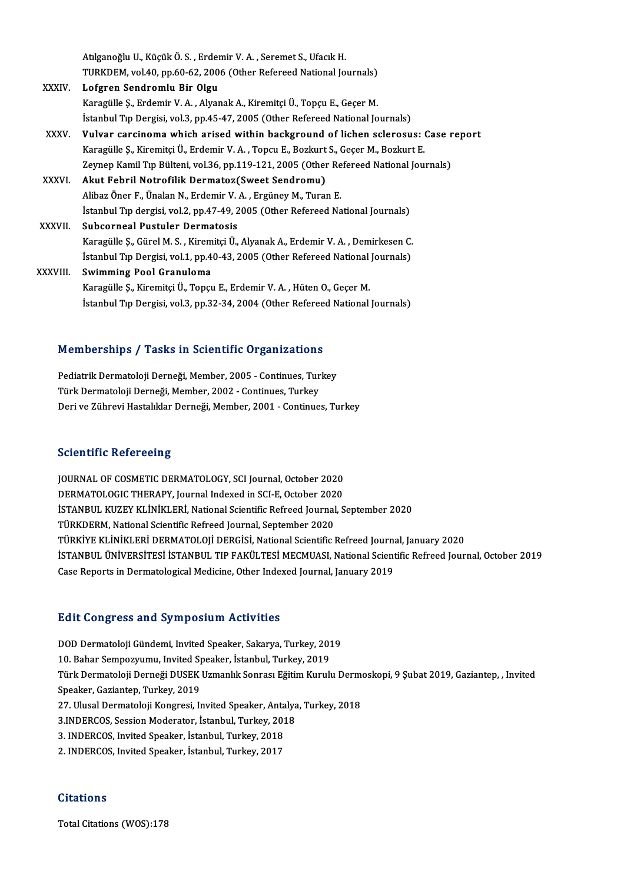Atılganoğlu U., Küçük Ö. S. , Erdemir V. A. , Seremet S., Ufacık H.
TURKDEM, vol.40, pp.60-62, 2006 (Other Refereed National Journals)

XXXIV. **Lofgren Sendromlu Bir Olgu**
Karagülle Ş., Erdemir V. A. , Alyanak A., Kiremitçi Ü., Topçu E., Geçer M.
İstanbul Tıp Dergisi, vol.3, pp.45-47, 2005 (Other Refereed National Journals)

XXXV. **Vulvar carcinoma which arised within background of lichen sclerosus: Case report**
Karagülle Ş., Kiremitçi Ü., Erdemir V. A. , Topcu E., Bozkurt S., Geçer M., Bozkurt E.
Zeynep Kamil Tıp Bülteni, vol.36, pp.119-121, 2005 (Other Refereed National Journals)

XXXVI. **Akut Febril Notrofilik Dermatoz(Sweet Sendromu)**
Alibaz Öner F., Ünalan N., Erdemir V. A. , Ergüney M., Turan E.
İstanbul Tıp dergisi, vol.2, pp.47-49, 2005 (Other Refereed National Journals)

XXXVII. **Subcorneal Pustuler Dermatosis**
Karagülle Ş., Gürel M. S. , Kiremitçi Ü., Alyanak A., Erdemir V. A. , Demirkesen C.
İstanbul Tıp Dergisi, vol.1, pp.40-43, 2005 (Other Refereed National Journals)

XXXVIII. **Swimming Pool Granuloma**
Karagülle Ş., Kiremitçi Ü., Topçu E., Erdemir V. A. , Hüten O., Geçer M.
İstanbul Tıp Dergisi, vol.3, pp.32-34, 2004 (Other Refereed National Journals)

## Memberships / Tasks in Scientific Organizations

Pediatrik Dermatoloji Derneği, Member, 2005 - Continues, Turkey
Türk Dermatoloji Derneği, Member, 2002 - Continues, Turkey
Deri ve Zührevi Hastalıklar Derneği, Member, 2001 - Continues, Turkey

## Scientific Refereeing

JOURNAL OF COSMETIC DERMATOLOGY, SCI Journal, October 2020
DERMATOLOGIC THERAPY, Journal Indexed in SCI-E, October 2020
İSTANBUL KUZEY KLİNİKLERİ, National Scientific Refreed Journal, September 2020
TÜRKDERM, National Scientific Refreed Journal, September 2020
TÜRKİYE KLİNİKLERİ DERMATOLOJİ DERGİSİ, National Scientific Refreed Journal, January 2020
İSTANBUL ÜNİVERSİTESİ İSTANBUL TIP FAKÜLTESİ MECMUASI, National Scientific Refreed Journal, October 2019
Case Reports in Dermatological Medicine, Other Indexed Journal, January 2019

## Edit Congress and Symposium Activities

DOD Dermatoloji Gündemi, Invited Speaker, Sakarya, Turkey, 2019
10. Bahar Sempozyumu, Invited Speaker, İstanbul, Turkey, 2019
Türk Dermatoloji Derneği DUSEK Uzmanlık Sonrası Eğitim Kurulu Dermoskopi, 9 Şubat 2019, Gaziantep, , Invited Speaker, Gaziantep, Turkey, 2019
27. Ulusal Dermatoloji Kongresi, Invited Speaker, Antalya, Turkey, 2018
3.INDERCOS, Session Moderator, İstanbul, Turkey, 2018
3. INDERCOS, Invited Speaker, İstanbul, Turkey, 2018
2. INDERCOS, Invited Speaker, İstanbul, Turkey, 2017

## Citations

Total Citations (WOS):178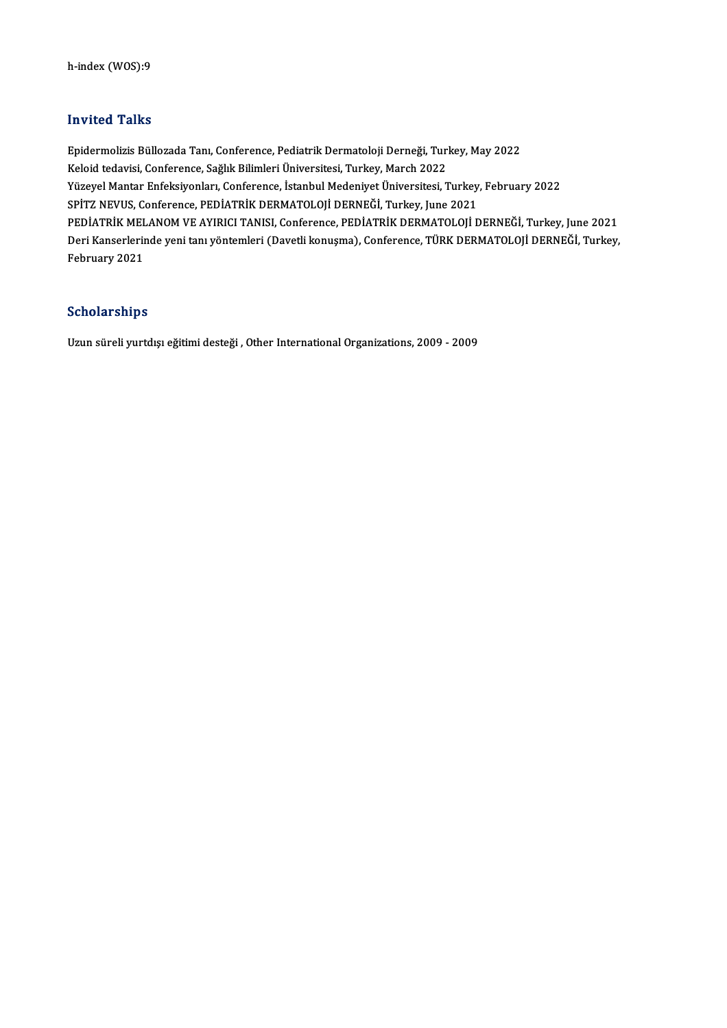h-index (WOS):9

## Invited Talks

Epidermolizis Büllozada Tanı, Conference, Pediatrik Dermatoloji Derneği, Turkey, May 2022
Keloid tedavisi, Conference, Sağlık Bilimleri Üniversitesi, Turkey, March 2022
Yüzeyel Mantar Enfeksiyonları, Conference, İstanbul Medeniyet Üniversitesi, Turkey, February 2022
SPİTZ NEVUS, Conference, PEDİATRİK DERMATOLOJİ DERNEĞİ, Turkey, June 2021
PEDİATRİK MELANOM VE AYIRICI TANISI, Conference, PEDİATRİK DERMATOLOJİ DERNEĞİ, Turkey, June 2021
Deri Kanserlerinde yeni tanı yöntemleri (Davetli konuşma), Conference, TÜRK DERMATOLOJİ DERNEĞİ, Turkey, February 2021

## Scholarships

Uzun süreli yurtdışı eğitimi desteği , Other International Organizations, 2009 - 2009